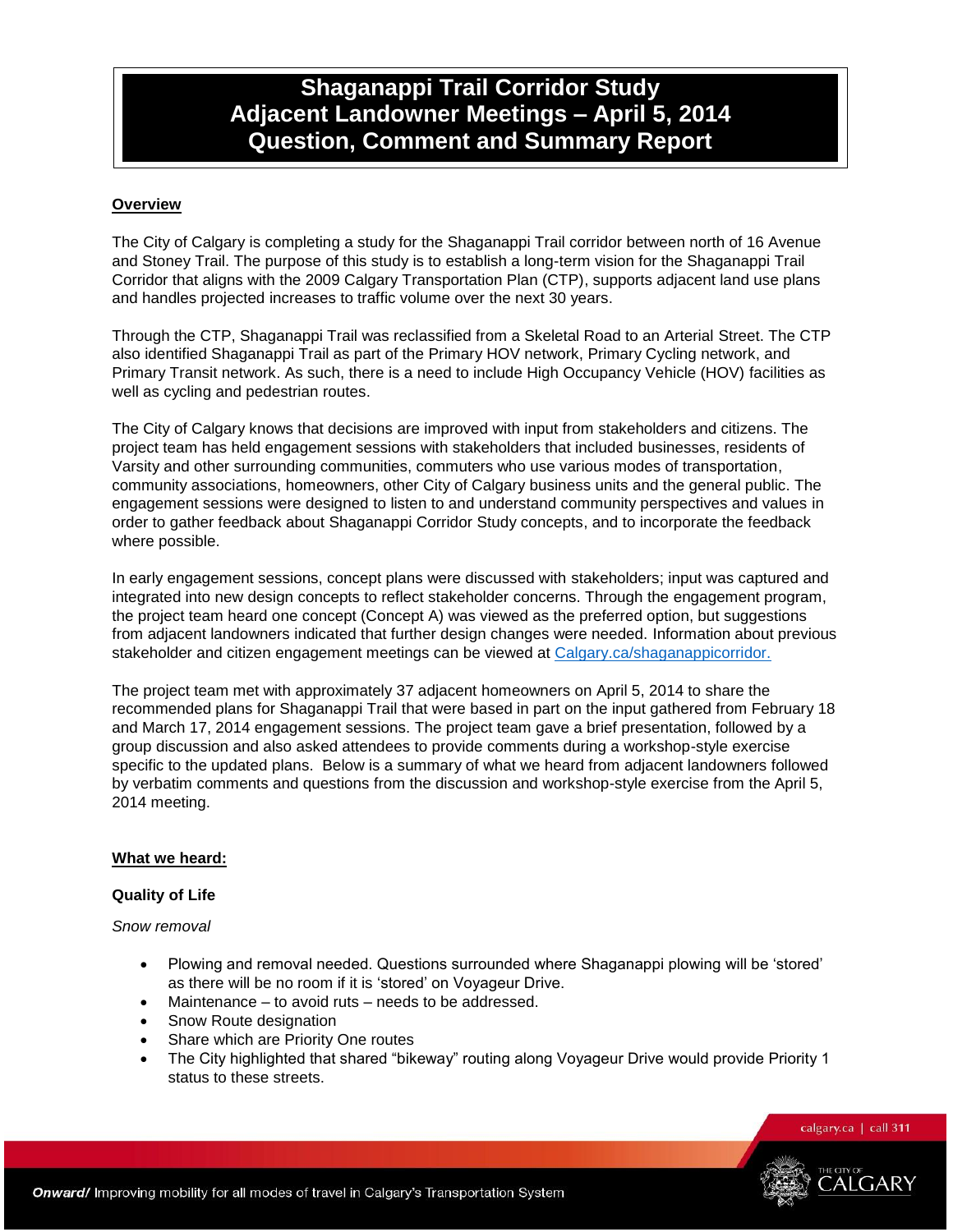# Shaganappi Trail Corridor Study
# Adjacent Landowner Meetings – April 5, 2014
# Question, Comment and Summary Report

## Overview

The City of Calgary is completing a study for the Shaganappi Trail corridor between north of 16 Avenue and Stoney Trail. The purpose of this study is to establish a long-term vision for the Shaganappi Trail Corridor that aligns with the 2009 Calgary Transportation Plan (CTP), supports adjacent land use plans and handles projected increases to traffic volume over the next 30 years.

Through the CTP, Shaganappi Trail was reclassified from a Skeletal Road to an Arterial Street. The CTP also identified Shaganappi Trail as part of the Primary HOV network, Primary Cycling network, and Primary Transit network. As such, there is a need to include High Occupancy Vehicle (HOV) facilities as well as cycling and pedestrian routes.

The City of Calgary knows that decisions are improved with input from stakeholders and citizens. The project team has held engagement sessions with stakeholders that included businesses, residents of Varsity and other surrounding communities, commuters who use various modes of transportation, community associations, homeowners, other City of Calgary business units and the general public. The engagement sessions were designed to listen to and understand community perspectives and values in order to gather feedback about Shaganappi Corridor Study concepts, and to incorporate the feedback where possible.

In early engagement sessions, concept plans were discussed with stakeholders; input was captured and integrated into new design concepts to reflect stakeholder concerns. Through the engagement program, the project team heard one concept (Concept A) was viewed as the preferred option, but suggestions from adjacent landowners indicated that further design changes were needed. Information about previous stakeholder and citizen engagement meetings can be viewed at [Calgary.ca/shaganappicorridor.](Calgary.ca/shaganappicorridor)

The project team met with approximately 37 adjacent homeowners on April 5, 2014 to share the recommended plans for Shaganappi Trail that were based in part on the input gathered from February 18 and March 17, 2014 engagement sessions. The project team gave a brief presentation, followed by a group discussion and also asked attendees to provide comments during a workshop-style exercise specific to the updated plans. Below is a summary of what we heard from adjacent landowners followed by verbatim comments and questions from the discussion and workshop-style exercise from the April 5, 2014 meeting.

## What we heard:

### Quality of Life

*Snow removal*

- Plowing and removal needed. Questions surrounded where Shaganappi plowing will be 'stored' as there will be no room if it is 'stored' on Voyageur Drive.
- Maintenance – to avoid ruts – needs to be addressed.
- Snow Route designation
- Share which are Priority One routes
- The City highlighted that shared "bikeway" routing along Voyageur Drive would provide Priority 1 status to these streets.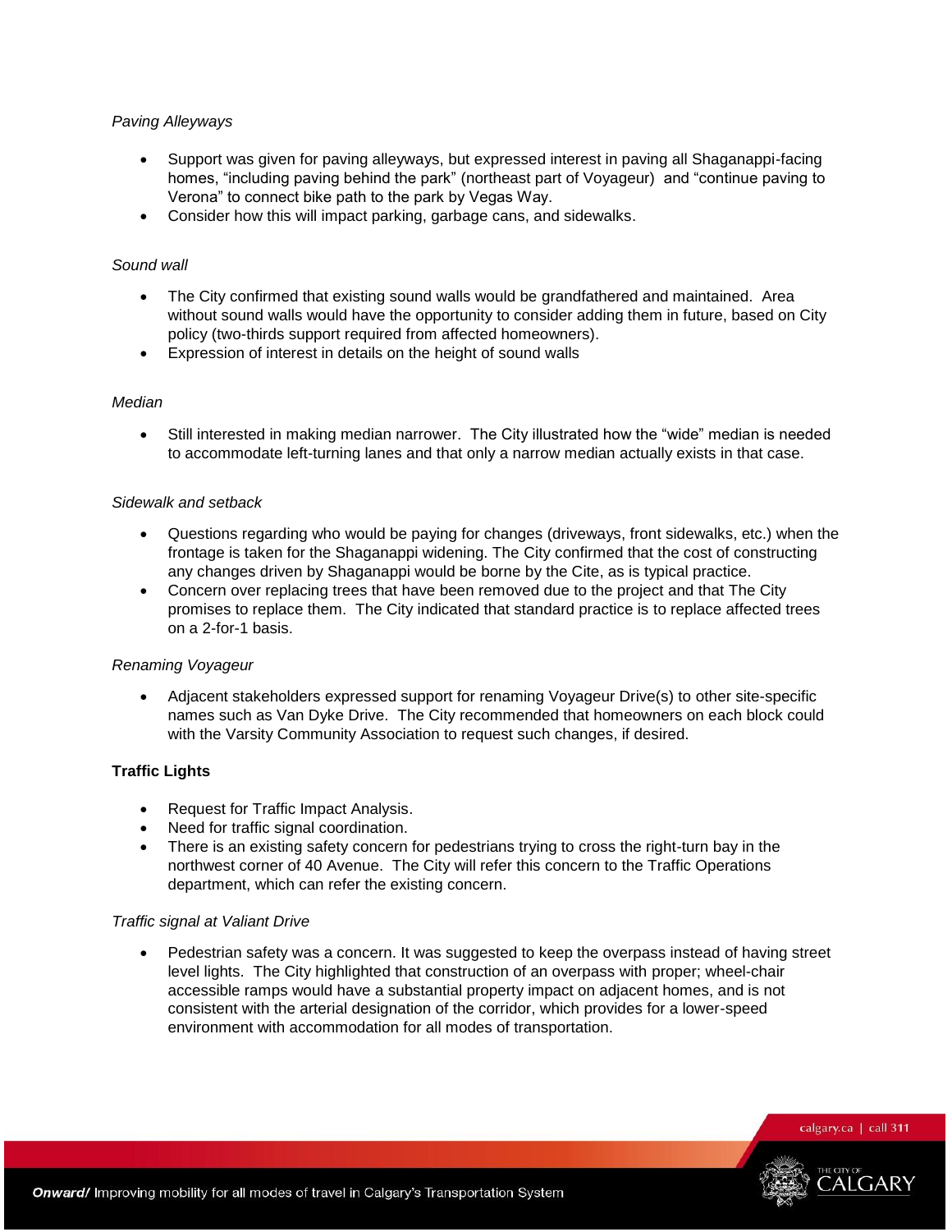*Paving Alleyways*

- Support was given for paving alleyways, but expressed interest in paving all Shaganappi-facing homes, "including paving behind the park" (northeast part of Voyageur) and "continue paving to Verona" to connect bike path to the park by Vegas Way.
- Consider how this will impact parking, garbage cans, and sidewalks.

*Sound wall*

- The City confirmed that existing sound walls would be grandfathered and maintained. Area without sound walls would have the opportunity to consider adding them in future, based on City policy (two-thirds support required from affected homeowners).
- Expression of interest in details on the height of sound walls

*Median*

- Still interested in making median narrower. The City illustrated how the "wide" median is needed to accommodate left-turning lanes and that only a narrow median actually exists in that case.

*Sidewalk and setback*

- Questions regarding who would be paying for changes (driveways, front sidewalks, etc.) when the frontage is taken for the Shaganappi widening. The City confirmed that the cost of constructing any changes driven by Shaganappi would be borne by the Cite, as is typical practice.
- Concern over replacing trees that have been removed due to the project and that The City promises to replace them. The City indicated that standard practice is to replace affected trees on a 2-for-1 basis.

*Renaming Voyageur*

- Adjacent stakeholders expressed support for renaming Voyageur Drive(s) to other site-specific names such as Van Dyke Drive. The City recommended that homeowners on each block could with the Varsity Community Association to request such changes, if desired.

**Traffic Lights**

- Request for Traffic Impact Analysis.
- Need for traffic signal coordination.
- There is an existing safety concern for pedestrians trying to cross the right-turn bay in the northwest corner of 40 Avenue. The City will refer this concern to the Traffic Operations department, which can refer the existing concern.

*Traffic signal at Valiant Drive*

- Pedestrian safety was a concern. It was suggested to keep the overpass instead of having street level lights. The City highlighted that construction of an overpass with proper; wheel-chair accessible ramps would have a substantial property impact on adjacent homes, and is not consistent with the arterial designation of the corridor, which provides for a lower-speed environment with accommodation for all modes of transportation.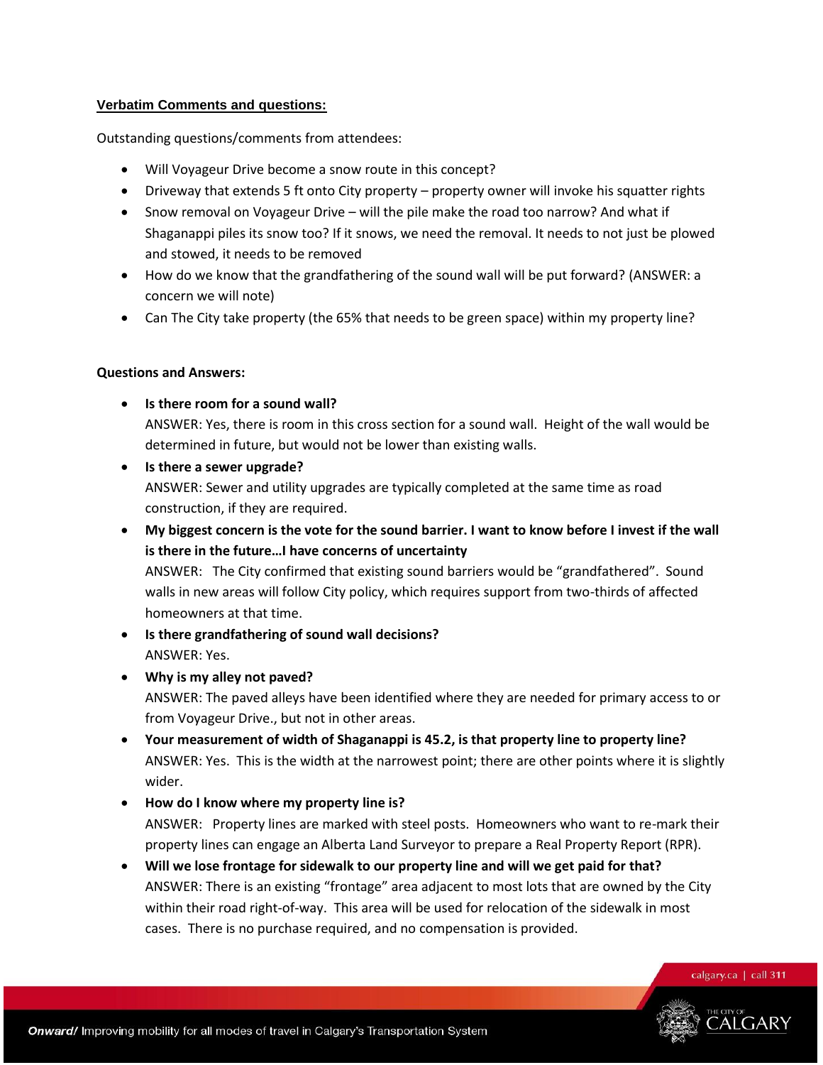**Verbatim Comments and questions:**

Outstanding questions/comments from attendees:

- Will Voyageur Drive become a snow route in this concept?
- Driveway that extends 5 ft onto City property – property owner will invoke his squatter rights
- Snow removal on Voyageur Drive – will the pile make the road too narrow? And what if Shaganappi piles its snow too? If it snows, we need the removal. It needs to not just be plowed and stowed, it needs to be removed
- How do we know that the grandfathering of the sound wall will be put forward? (ANSWER: a concern we will note)
- Can The City take property (the 65% that needs to be green space) within my property line?

**Questions and Answers:**

- **Is there room for a sound wall?**
  ANSWER: Yes, there is room in this cross section for a sound wall. Height of the wall would be determined in future, but would not be lower than existing walls.
- **Is there a sewer upgrade?**
  ANSWER: Sewer and utility upgrades are typically completed at the same time as road construction, if they are required.
- **My biggest concern is the vote for the sound barrier. I want to know before I invest if the wall is there in the future…I have concerns of uncertainty**
  ANSWER: The City confirmed that existing sound barriers would be "grandfathered". Sound walls in new areas will follow City policy, which requires support from two-thirds of affected homeowners at that time.
- **Is there grandfathering of sound wall decisions?**
  ANSWER: Yes.
- **Why is my alley not paved?**
  ANSWER: The paved alleys have been identified where they are needed for primary access to or from Voyageur Drive., but not in other areas.
- **Your measurement of width of Shaganappi is 45.2, is that property line to property line?**
  ANSWER: Yes. This is the width at the narrowest point; there are other points where it is slightly wider.
- **How do I know where my property line is?**
  ANSWER: Property lines are marked with steel posts. Homeowners who want to re-mark their property lines can engage an Alberta Land Surveyor to prepare a Real Property Report (RPR).
- **Will we lose frontage for sidewalk to our property line and will we get paid for that?**
  ANSWER: There is an existing "frontage" area adjacent to most lots that are owned by the City within their road right-of-way. This area will be used for relocation of the sidewalk in most cases. There is no purchase required, and no compensation is provided.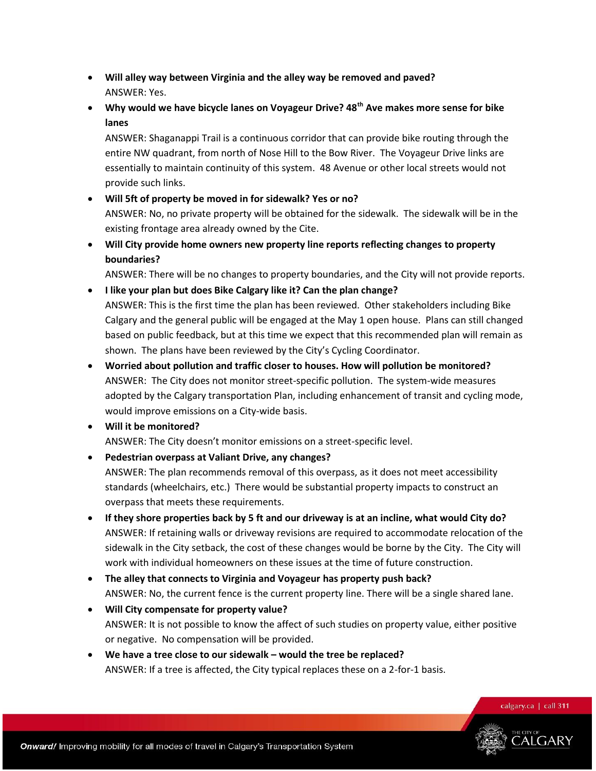- **Will alley way between Virginia and the alley way be removed and paved?**
  ANSWER: Yes.
- **Why would we have bicycle lanes on Voyageur Drive? 48th Ave makes more sense for bike lanes**
  ANSWER: Shaganappi Trail is a continuous corridor that can provide bike routing through the entire NW quadrant, from north of Nose Hill to the Bow River. The Voyageur Drive links are essentially to maintain continuity of this system. 48 Avenue or other local streets would not provide such links.
- **Will 5ft of property be moved in for sidewalk? Yes or no?**
  ANSWER: No, no private property will be obtained for the sidewalk. The sidewalk will be in the existing frontage area already owned by the Cite.
- **Will City provide home owners new property line reports reflecting changes to property boundaries?**
  ANSWER: There will be no changes to property boundaries, and the City will not provide reports.
- **I like your plan but does Bike Calgary like it? Can the plan change?**
  ANSWER: This is the first time the plan has been reviewed. Other stakeholders including Bike Calgary and the general public will be engaged at the May 1 open house. Plans can still changed based on public feedback, but at this time we expect that this recommended plan will remain as shown. The plans have been reviewed by the City's Cycling Coordinator.
- **Worried about pollution and traffic closer to houses. How will pollution be monitored?**
  ANSWER: The City does not monitor street-specific pollution. The system-wide measures adopted by the Calgary transportation Plan, including enhancement of transit and cycling mode, would improve emissions on a City-wide basis.
- **Will it be monitored?**
  ANSWER: The City doesn't monitor emissions on a street-specific level.
- **Pedestrian overpass at Valiant Drive, any changes?**
  ANSWER: The plan recommends removal of this overpass, as it does not meet accessibility standards (wheelchairs, etc.) There would be substantial property impacts to construct an overpass that meets these requirements.
- **If they shore properties back by 5 ft and our driveway is at an incline, what would City do?**
  ANSWER: If retaining walls or driveway revisions are required to accommodate relocation of the sidewalk in the City setback, the cost of these changes would be borne by the City. The City will work with individual homeowners on these issues at the time of future construction.
- **The alley that connects to Virginia and Voyageur has property push back?**
  ANSWER: No, the current fence is the current property line. There will be a single shared lane.
- **Will City compensate for property value?**
  ANSWER: It is not possible to know the affect of such studies on property value, either positive or negative. No compensation will be provided.
- **We have a tree close to our sidewalk – would the tree be replaced?**
  ANSWER: If a tree is affected, the City typical replaces these on a 2-for-1 basis.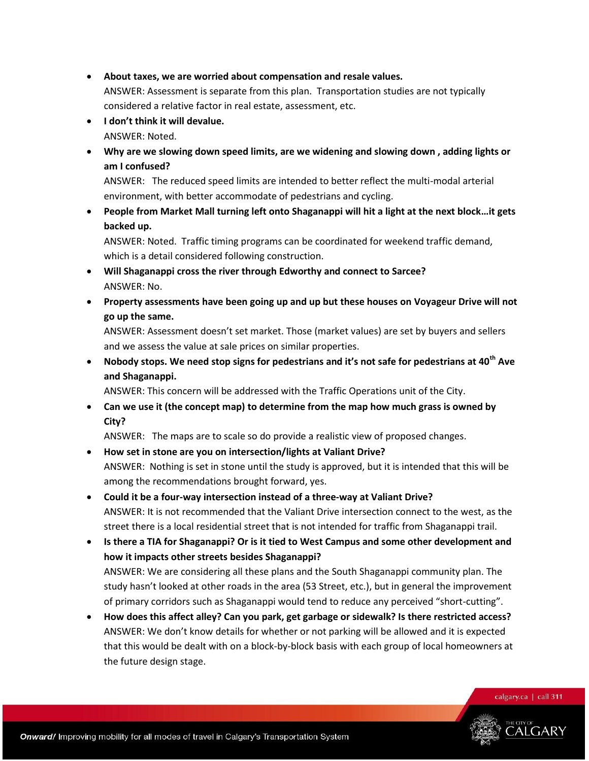- **About taxes, we are worried about compensation and resale values.**
  ANSWER: Assessment is separate from this plan. Transportation studies are not typically considered a relative factor in real estate, assessment, etc.
- **I don't think it will devalue.**
  ANSWER: Noted.
- **Why are we slowing down speed limits, are we widening and slowing down , adding lights or am I confused?**
  ANSWER: The reduced speed limits are intended to better reflect the multi-modal arterial environment, with better accommodate of pedestrians and cycling.
- **People from Market Mall turning left onto Shaganappi will hit a light at the next block…it gets backed up.**
  ANSWER: Noted. Traffic timing programs can be coordinated for weekend traffic demand, which is a detail considered following construction.
- **Will Shaganappi cross the river through Edworthy and connect to Sarcee?**
  ANSWER: No.
- **Property assessments have been going up and up but these houses on Voyageur Drive will not go up the same.**
  ANSWER: Assessment doesn't set market. Those (market values) are set by buyers and sellers and we assess the value at sale prices on similar properties.
- **Nobody stops. We need stop signs for pedestrians and it's not safe for pedestrians at 40th Ave and Shaganappi.**
  ANSWER: This concern will be addressed with the Traffic Operations unit of the City.
- **Can we use it (the concept map) to determine from the map how much grass is owned by City?**
  ANSWER: The maps are to scale so do provide a realistic view of proposed changes.
- **How set in stone are you on intersection/lights at Valiant Drive?**
  ANSWER: Nothing is set in stone until the study is approved, but it is intended that this will be among the recommendations brought forward, yes.
- **Could it be a four-way intersection instead of a three-way at Valiant Drive?**
  ANSWER: It is not recommended that the Valiant Drive intersection connect to the west, as the street there is a local residential street that is not intended for traffic from Shaganappi trail.
- **Is there a TIA for Shaganappi? Or is it tied to West Campus and some other development and how it impacts other streets besides Shaganappi?**
  ANSWER: We are considering all these plans and the South Shaganappi community plan. The study hasn't looked at other roads in the area (53 Street, etc.), but in general the improvement of primary corridors such as Shaganappi would tend to reduce any perceived "short-cutting".
- **How does this affect alley? Can you park, get garbage or sidewalk? Is there restricted access?**
  ANSWER: We don't know details for whether or not parking will be allowed and it is expected that this would be dealt with on a block-by-block basis with each group of local homeowners at the future design stage.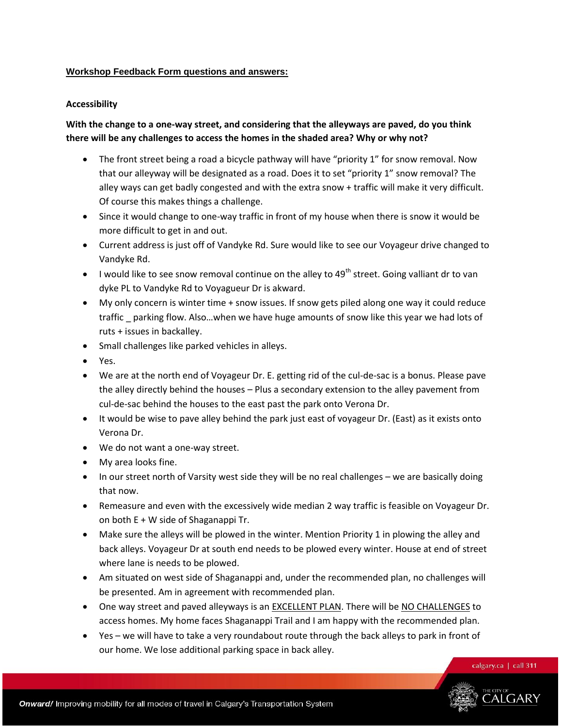**Workshop Feedback Form questions and answers:**

**Accessibility**

**With the change to a one-way street, and considering that the alleyways are paved, do you think there will be any challenges to access the homes in the shaded area? Why or why not?**

- The front street being a road a bicycle pathway will have "priority 1" for snow removal. Now that our alleyway will be designated as a road. Does it to set "priority 1" snow removal? The alley ways can get badly congested and with the extra snow + traffic will make it very difficult. Of course this makes things a challenge.
- Since it would change to one-way traffic in front of my house when there is snow it would be more difficult to get in and out.
- Current address is just off of Vandyke Rd. Sure would like to see our Voyageur drive changed to Vandyke Rd.
- I would like to see snow removal continue on the alley to 49th street. Going valliant dr to van dyke PL to Vandyke Rd to Voyagueur Dr is akward.
- My only concern is winter time + snow issues. If snow gets piled along one way it could reduce traffic _ parking flow. Also…when we have huge amounts of snow like this year we had lots of ruts + issues in backalley.
- Small challenges like parked vehicles in alleys.
- Yes.
- We are at the north end of Voyageur Dr. E. getting rid of the cul-de-sac is a bonus. Please pave the alley directly behind the houses – Plus a secondary extension to the alley pavement from cul-de-sac behind the houses to the east past the park onto Verona Dr.
- It would be wise to pave alley behind the park just east of voyageur Dr. (East) as it exists onto Verona Dr.
- We do not want a one-way street.
- My area looks fine.
- In our street north of Varsity west side they will be no real challenges – we are basically doing that now.
- Remeasure and even with the excessively wide median 2 way traffic is feasible on Voyageur Dr. on both E + W side of Shaganappi Tr.
- Make sure the alleys will be plowed in the winter. Mention Priority 1 in plowing the alley and back alleys. Voyageur Dr at south end needs to be plowed every winter. House at end of street where lane is needs to be plowed.
- Am situated on west side of Shaganappi and, under the recommended plan, no challenges will be presented. Am in agreement with recommended plan.
- One way street and paved alleyways is an <u>EXCELLENT PLAN</u>. There will be <u>NO CHALLENGES</u> to access homes. My home faces Shaganappi Trail and I am happy with the recommended plan.
- Yes – we will have to take a very roundabout route through the back alleys to park in front of our home. We lose additional parking space in back alley.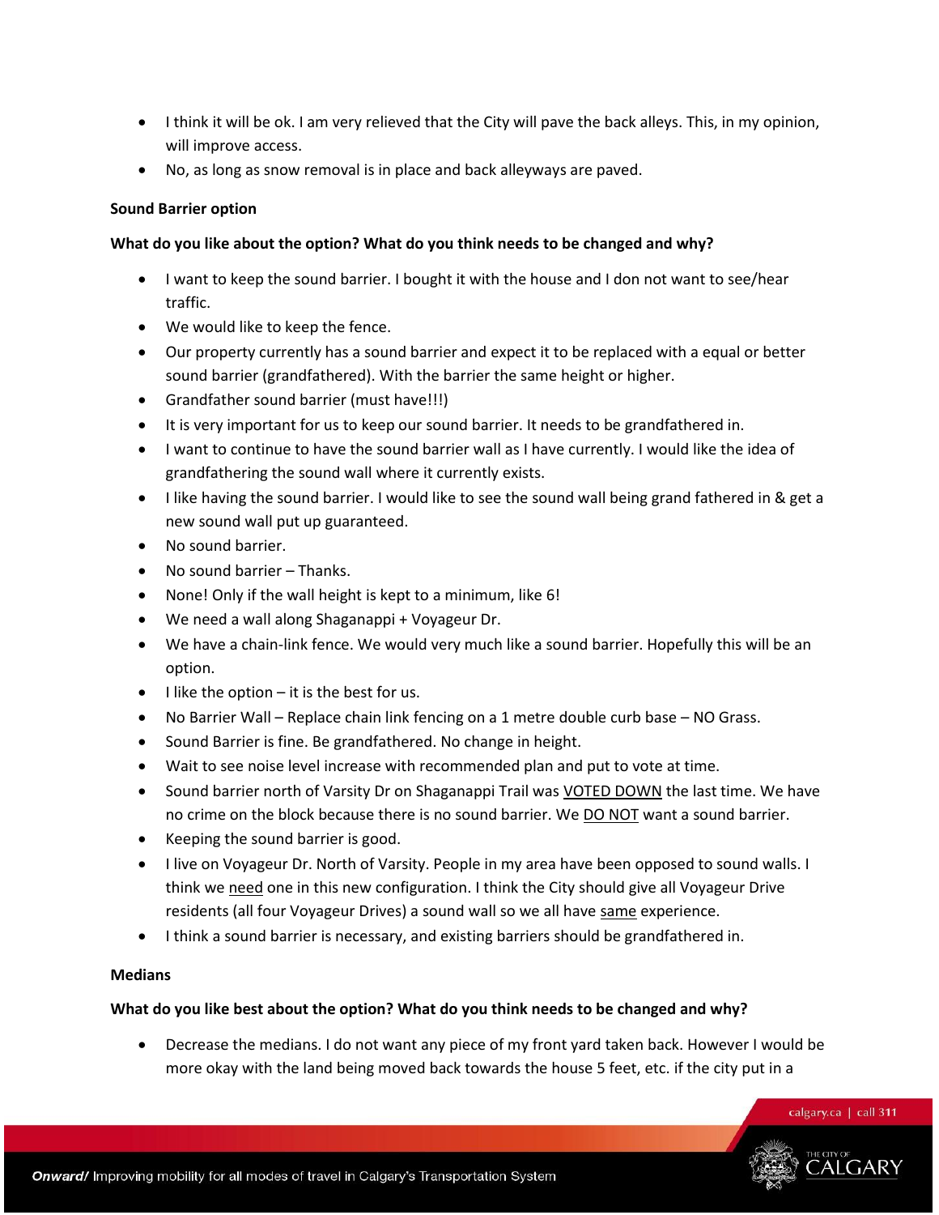- I think it will be ok. I am very relieved that the City will pave the back alleys. This, in my opinion, will improve access.
- No, as long as snow removal is in place and back alleyways are paved.

**Sound Barrier option**

**What do you like about the option? What do you think needs to be changed and why?**

- I want to keep the sound barrier. I bought it with the house and I don not want to see/hear traffic.
- We would like to keep the fence.
- Our property currently has a sound barrier and expect it to be replaced with a equal or better sound barrier (grandfathered). With the barrier the same height or higher.
- Grandfather sound barrier (must have!!!)
- It is very important for us to keep our sound barrier. It needs to be grandfathered in.
- I want to continue to have the sound barrier wall as I have currently. I would like the idea of grandfathering the sound wall where it currently exists.
- I like having the sound barrier. I would like to see the sound wall being grand fathered in & get a new sound wall put up guaranteed.
- No sound barrier.
- No sound barrier – Thanks.
- None! Only if the wall height is kept to a minimum, like 6!
- We need a wall along Shaganappi + Voyageur Dr.
- We have a chain-link fence. We would very much like a sound barrier. Hopefully this will be an option.
- I like the option – it is the best for us.
- No Barrier Wall – Replace chain link fencing on a 1 metre double curb base – NO Grass.
- Sound Barrier is fine. Be grandfathered. No change in height.
- Wait to see noise level increase with recommended plan and put to vote at time.
- Sound barrier north of Varsity Dr on Shaganappi Trail was <u>VOTED DOWN</u> the last time. We have no crime on the block because there is no sound barrier. We <u>DO NOT</u> want a sound barrier.
- Keeping the sound barrier is good.
- I live on Voyageur Dr. North of Varsity. People in my area have been opposed to sound walls. I think we <u>need</u> one in this new configuration. I think the City should give all Voyageur Drive residents (all four Voyageur Drives) a sound wall so we all have <u>same</u> experience.
- I think a sound barrier is necessary, and existing barriers should be grandfathered in.

**Medians**

**What do you like best about the option? What do you think needs to be changed and why?**

- Decrease the medians. I do not want any piece of my front yard taken back. However I would be more okay with the land being moved back towards the house 5 feet, etc. if the city put in a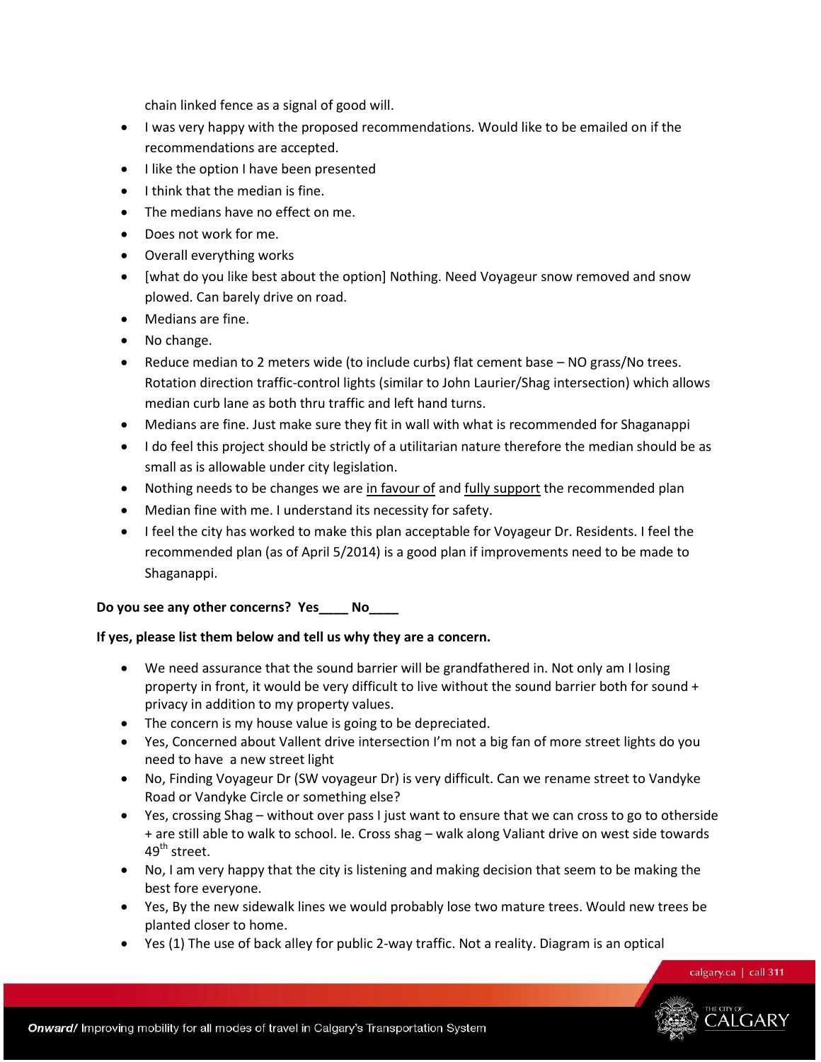chain linked fence as a signal of good will.

- I was very happy with the proposed recommendations. Would like to be emailed on if the recommendations are accepted.
- I like the option I have been presented
- I think that the median is fine.
- The medians have no effect on me.
- Does not work for me.
- Overall everything works
- [what do you like best about the option] Nothing. Need Voyageur snow removed and snow plowed. Can barely drive on road.
- Medians are fine.
- No change.
- Reduce median to 2 meters wide (to include curbs) flat cement base – NO grass/No trees. Rotation direction traffic-control lights (similar to John Laurier/Shag intersection) which allows median curb lane as both thru traffic and left hand turns.
- Medians are fine. Just make sure they fit in wall with what is recommended for Shaganappi
- I do feel this project should be strictly of a utilitarian nature therefore the median should be as small as is allowable under city legislation.
- Nothing needs to be changes we are <u>in favour of</u> and <u>fully support</u> the recommended plan
- Median fine with me. I understand its necessity for safety.
- I feel the city has worked to make this plan acceptable for Voyageur Dr. Residents. I feel the recommended plan (as of April 5/2014) is a good plan if improvements need to be made to Shaganappi.

**Do you see any other concerns? Yes____ No____**

**If yes, please list them below and tell us why they are a concern.**

- We need assurance that the sound barrier will be grandfathered in. Not only am I losing property in front, it would be very difficult to live without the sound barrier both for sound + privacy in addition to my property values.
- The concern is my house value is going to be depreciated.
- Yes, Concerned about Vallent drive intersection I'm not a big fan of more street lights do you need to have a new street light
- No, Finding Voyageur Dr (SW voyageur Dr) is very difficult. Can we rename street to Vandyke Road or Vandyke Circle or something else?
- Yes, crossing Shag – without over pass I just want to ensure that we can cross to go to otherside + are still able to walk to school. Ie. Cross shag – walk along Valiant drive on west side towards 49th street.
- No, I am very happy that the city is listening and making decision that seem to be making the best fore everyone.
- Yes, By the new sidewalk lines we would probably lose two mature trees. Would new trees be planted closer to home.
- Yes (1) The use of back alley for public 2-way traffic. Not a reality. Diagram is an optical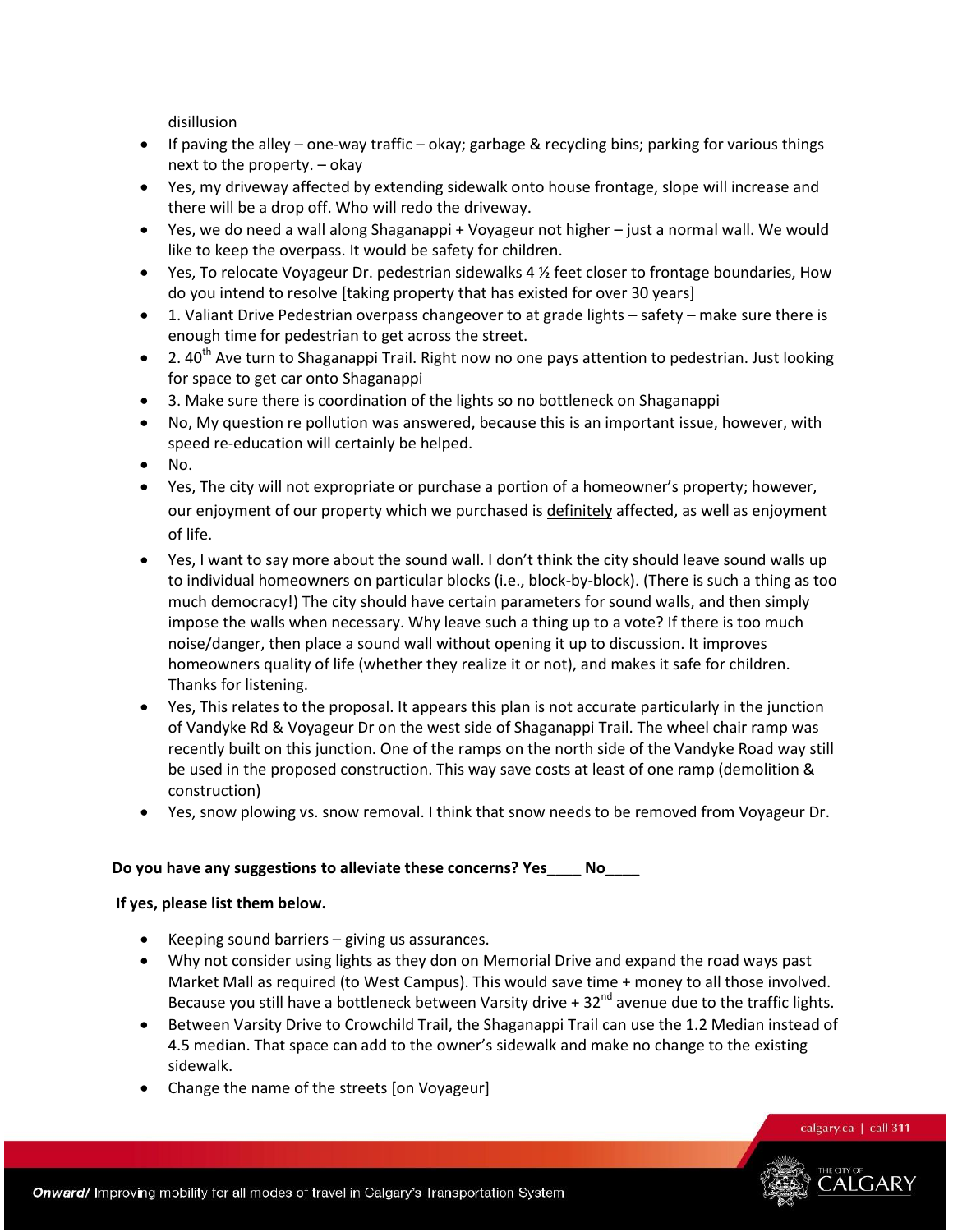disillusion

- If paving the alley – one-way traffic – okay; garbage & recycling bins; parking for various things next to the property. – okay
- Yes, my driveway affected by extending sidewalk onto house frontage, slope will increase and there will be a drop off. Who will redo the driveway.
- Yes, we do need a wall along Shaganappi + Voyageur not higher – just a normal wall. We would like to keep the overpass. It would be safety for children.
- Yes, To relocate Voyageur Dr. pedestrian sidewalks 4 ½ feet closer to frontage boundaries, How do you intend to resolve [taking property that has existed for over 30 years]
- 1. Valiant Drive Pedestrian overpass changeover to at grade lights – safety – make sure there is enough time for pedestrian to get across the street.
- 2. 40th Ave turn to Shaganappi Trail. Right now no one pays attention to pedestrian. Just looking for space to get car onto Shaganappi
- 3. Make sure there is coordination of the lights so no bottleneck on Shaganappi
- No, My question re pollution was answered, because this is an important issue, however, with speed re-education will certainly be helped.
- No.
- Yes, The city will not expropriate or purchase a portion of a homeowner's property; however, our enjoyment of our property which we purchased is <u>definitely</u> affected, as well as enjoyment of life.
- Yes, I want to say more about the sound wall. I don't think the city should leave sound walls up to individual homeowners on particular blocks (i.e., block-by-block). (There is such a thing as too much democracy!) The city should have certain parameters for sound walls, and then simply impose the walls when necessary. Why leave such a thing up to a vote? If there is too much noise/danger, then place a sound wall without opening it up to discussion. It improves homeowners quality of life (whether they realize it or not), and makes it safe for children. Thanks for listening.
- Yes, This relates to the proposal. It appears this plan is not accurate particularly in the junction of Vandyke Rd & Voyageur Dr on the west side of Shaganappi Trail. The wheel chair ramp was recently built on this junction. One of the ramps on the north side of the Vandyke Road way still be used in the proposed construction. This way save costs at least of one ramp (demolition & construction)
- Yes, snow plowing vs. snow removal. I think that snow needs to be removed from Voyageur Dr.

**Do you have any suggestions to alleviate these concerns? Yes____ No____**

**If yes, please list them below.**

- Keeping sound barriers – giving us assurances.
- Why not consider using lights as they don on Memorial Drive and expand the road ways past Market Mall as required (to West Campus). This would save time + money to all those involved. Because you still have a bottleneck between Varsity drive + 32nd avenue due to the traffic lights.
- Between Varsity Drive to Crowchild Trail, the Shaganappi Trail can use the 1.2 Median instead of 4.5 median. That space can add to the owner's sidewalk and make no change to the existing sidewalk.
- Change the name of the streets [on Voyageur]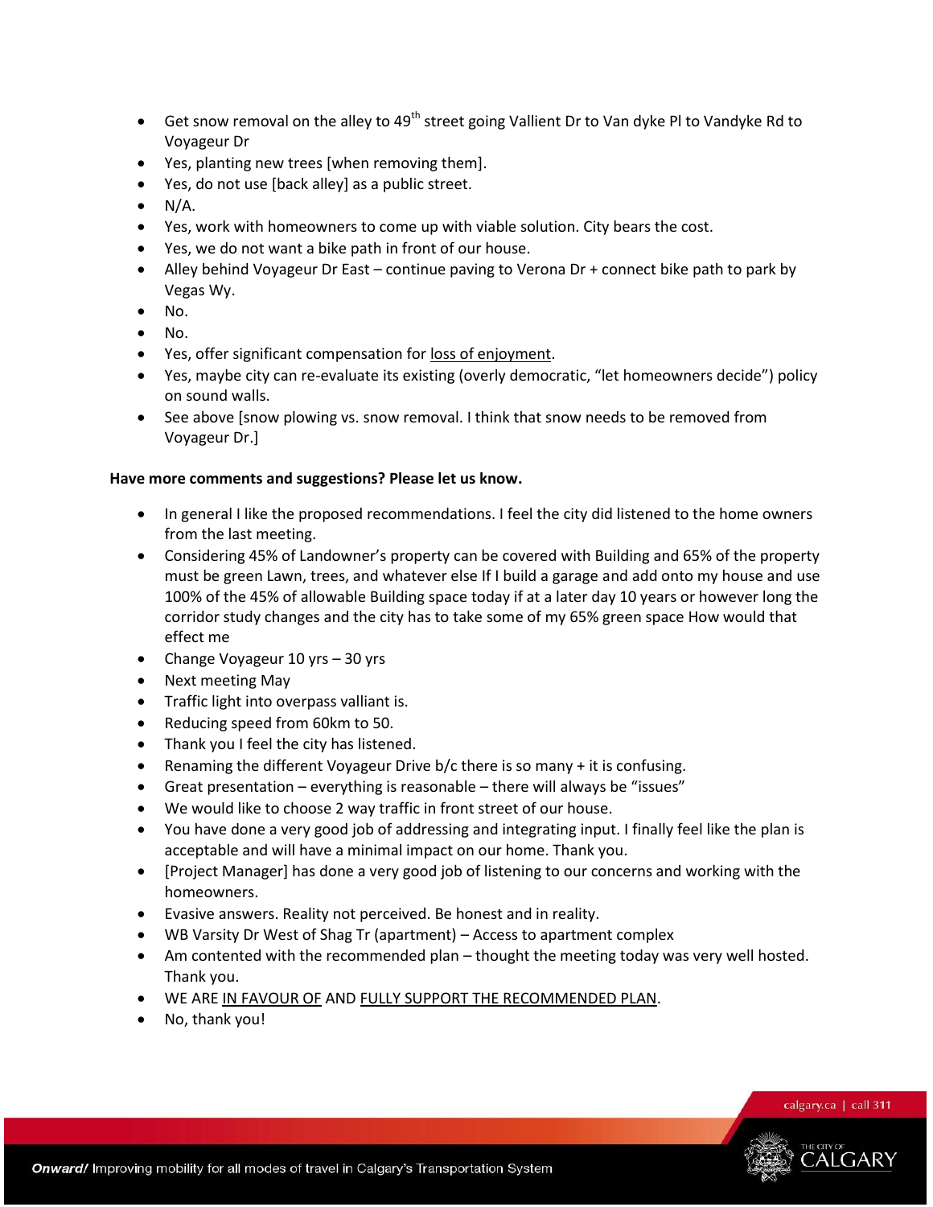- Get snow removal on the alley to 49th street going Vallient Dr to Van dyke Pl to Vandyke Rd to Voyageur Dr
- Yes, planting new trees [when removing them].
- Yes, do not use [back alley] as a public street.
- N/A.
- Yes, work with homeowners to come up with viable solution. City bears the cost.
- Yes, we do not want a bike path in front of our house.
- Alley behind Voyageur Dr East – continue paving to Verona Dr + connect bike path to park by Vegas Wy.
- No.
- No.
- Yes, offer significant compensation for <u>loss of enjoyment</u>.
- Yes, maybe city can re-evaluate its existing (overly democratic, "let homeowners decide") policy on sound walls.
- See above [snow plowing vs. snow removal. I think that snow needs to be removed from Voyageur Dr.]

**Have more comments and suggestions? Please let us know.**

- In general I like the proposed recommendations. I feel the city did listened to the home owners from the last meeting.
- Considering 45% of Landowner's property can be covered with Building and 65% of the property must be green Lawn, trees, and whatever else If I build a garage and add onto my house and use 100% of the 45% of allowable Building space today if at a later day 10 years or however long the corridor study changes and the city has to take some of my 65% green space How would that effect me
- Change Voyageur 10 yrs – 30 yrs
- Next meeting May
- Traffic light into overpass valliant is.
- Reducing speed from 60km to 50.
- Thank you I feel the city has listened.
- Renaming the different Voyageur Drive b/c there is so many + it is confusing.
- Great presentation – everything is reasonable – there will always be "issues"
- We would like to choose 2 way traffic in front street of our house.
- You have done a very good job of addressing and integrating input. I finally feel like the plan is acceptable and will have a minimal impact on our home. Thank you.
- [Project Manager] has done a very good job of listening to our concerns and working with the homeowners.
- Evasive answers. Reality not perceived. Be honest and in reality.
- WB Varsity Dr West of Shag Tr (apartment) – Access to apartment complex
- Am contented with the recommended plan – thought the meeting today was very well hosted. Thank you.
- WE ARE <u>IN FAVOUR OF</u> AND <u>FULLY SUPPORT THE RECOMMENDED PLAN</u>.
- No, thank you!